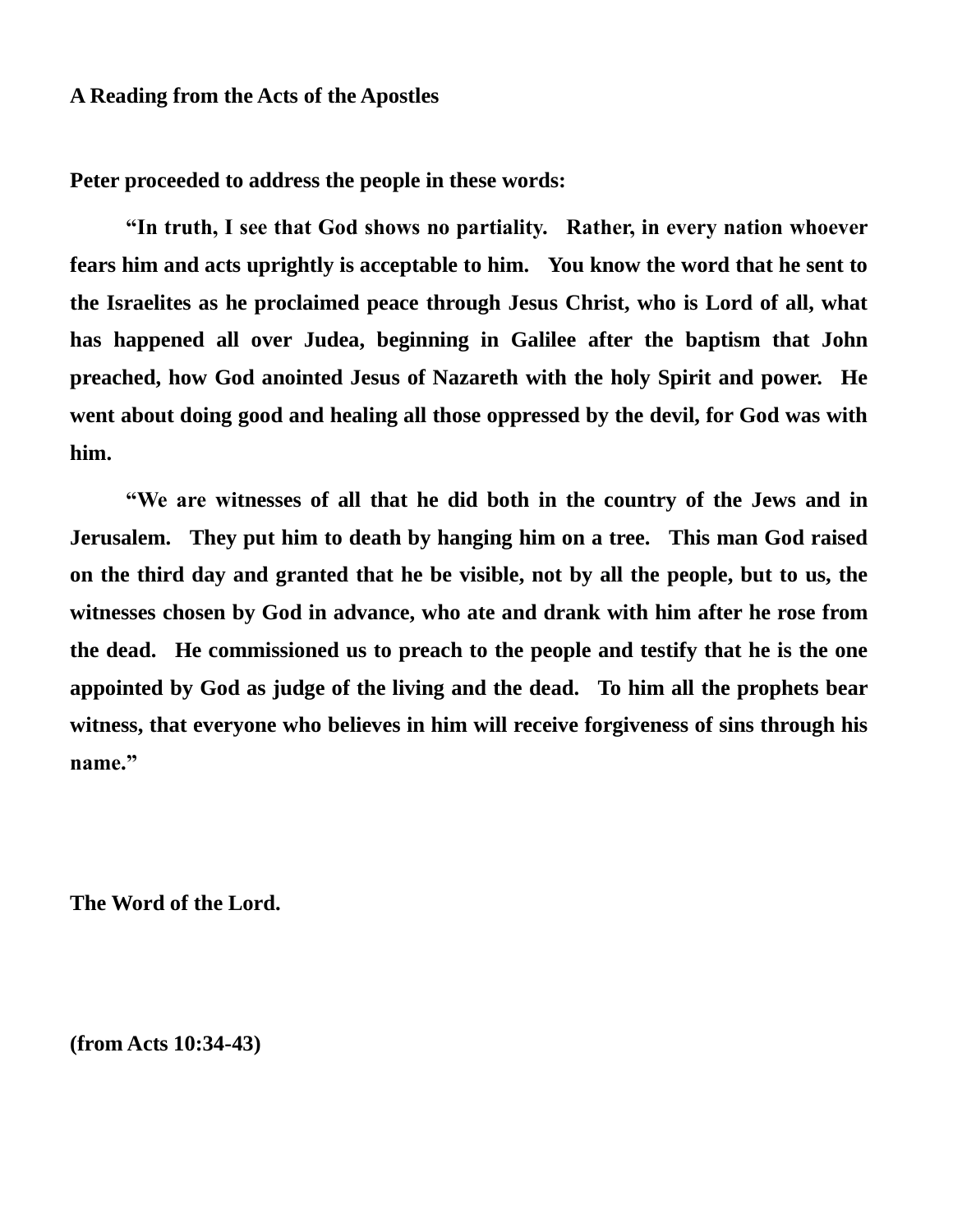**A Reading from the Acts of the Apostles**

**Peter proceeded to address the people in these words:**

**"In truth, I see that God shows no partiality. Rather, in every nation whoever fears him and acts uprightly is acceptable to him. You know the word that he sent to the Israelites as he proclaimed peace through Jesus Christ, who is Lord of all, what has happened all over Judea, beginning in Galilee after the baptism that John preached, how God anointed Jesus of Nazareth with the holy Spirit and power. He went about doing good and healing all those oppressed by the devil, for God was with him.**

**"We are witnesses of all that he did both in the country of the Jews and in Jerusalem. They put him to death by hanging him on a tree. This man God raised on the third day and granted that he be visible, not by all the people, but to us, the witnesses chosen by God in advance, who ate and drank with him after he rose from the dead. He commissioned us to preach to the people and testify that he is the one appointed by God as judge of the living and the dead. To him all the prophets bear witness, that everyone who believes in him will receive forgiveness of sins through his name."**

**The Word of the Lord.**

**(from Acts 10:34-43)**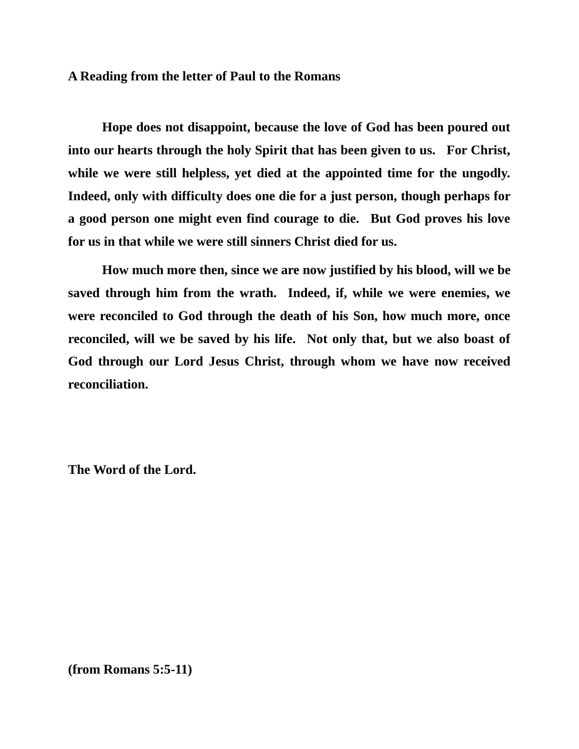**A Reading from the letter of Paul to the Romans**

**Hope does not disappoint, because the love of God has been poured out into our hearts through the holy Spirit that has been given to us. For Christ, while we were still helpless, yet died at the appointed time for the ungodly. Indeed, only with difficulty does one die for a just person, though perhaps for a good person one might even find courage to die. But God proves his love for us in that while we were still sinners Christ died for us.**

**How much more then, since we are now justified by his blood, will we be saved through him from the wrath. Indeed, if, while we were enemies, we were reconciled to God through the death of his Son, how much more, once reconciled, will we be saved by his life. Not only that, but we also boast of God through our Lord Jesus Christ, through whom we have now received reconciliation.**

**The Word of the Lord.**

**(from Romans 5:5-11)**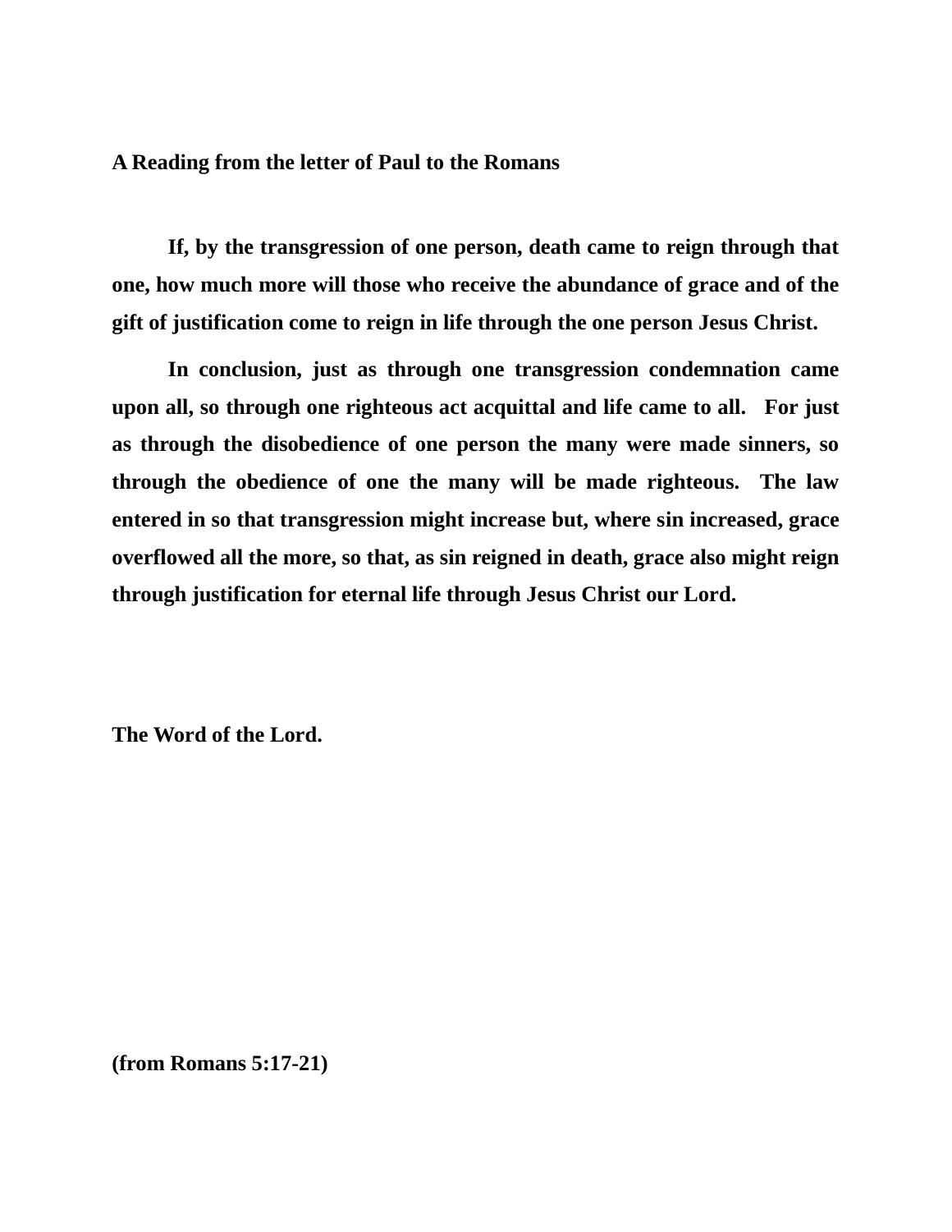**A Reading from the letter of Paul to the Romans**

**If, by the transgression of one person, death came to reign through that one, how much more will those who receive the abundance of grace and of the gift of justification come to reign in life through the one person Jesus Christ.**

**In conclusion, just as through one transgression condemnation came upon all, so through one righteous act acquittal and life came to all. For just as through the disobedience of one person the many were made sinners, so through the obedience of one the many will be made righteous. The law entered in so that transgression might increase but, where sin increased, grace overflowed all the more, so that, as sin reigned in death, grace also might reign through justification for eternal life through Jesus Christ our Lord.**

**The Word of the Lord.**

**(from Romans 5:17-21)**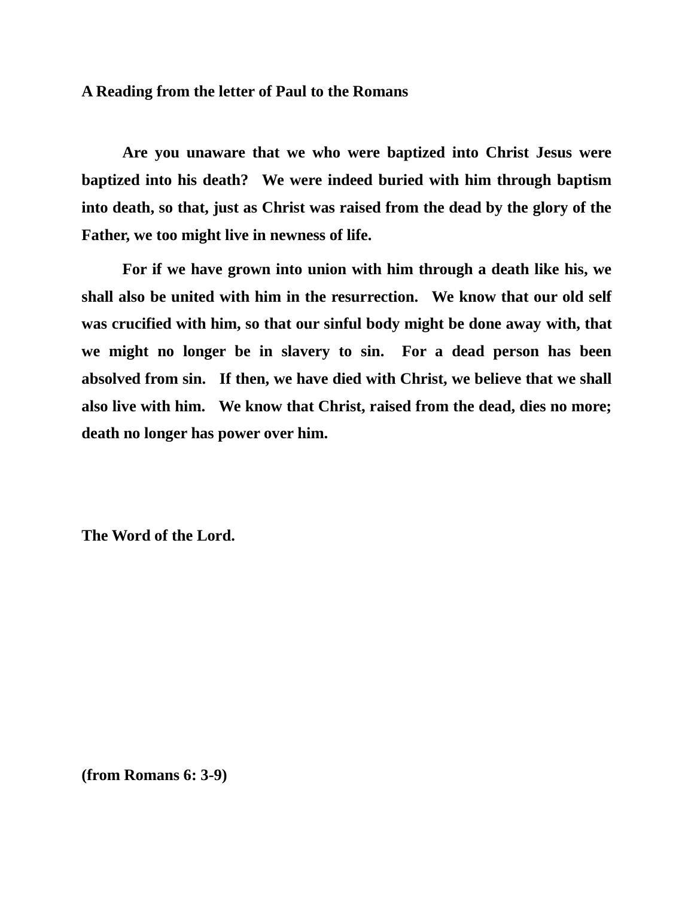**A Reading from the letter of Paul to the Romans**

**Are you unaware that we who were baptized into Christ Jesus were baptized into his death? We were indeed buried with him through baptism into death, so that, just as Christ was raised from the dead by the glory of the Father, we too might live in newness of life.**

**For if we have grown into union with him through a death like his, we shall also be united with him in the resurrection. We know that our old self was crucified with him, so that our sinful body might be done away with, that we might no longer be in slavery to sin. For a dead person has been absolved from sin. If then, we have died with Christ, we believe that we shall also live with him. We know that Christ, raised from the dead, dies no more; death no longer has power over him.**

**The Word of the Lord.**

**(from Romans 6: 3-9)**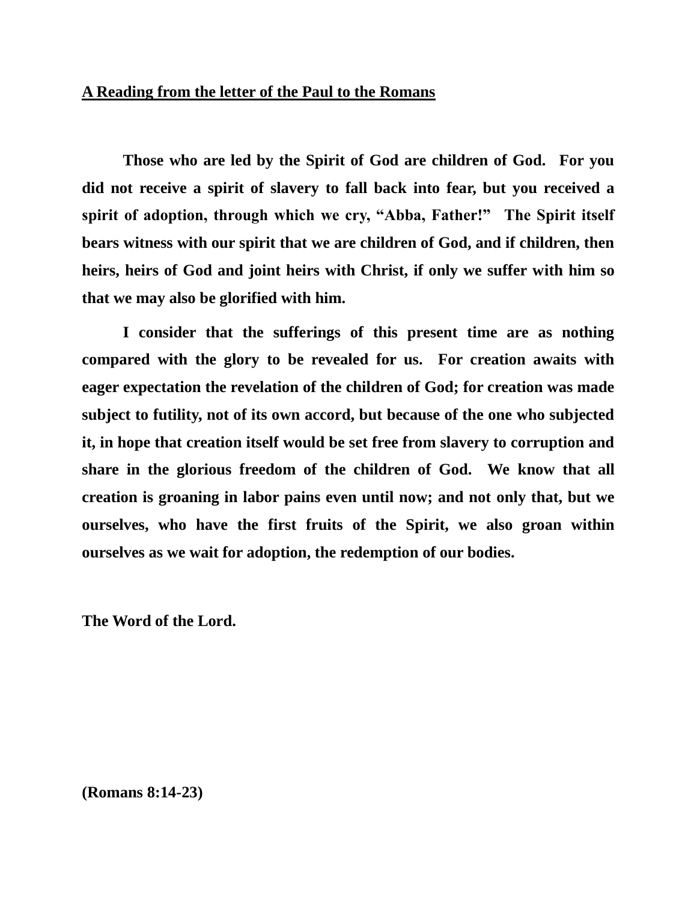**A Reading from the letter of the Paul to the Romans**

**Those who are led by the Spirit of God are children of God. For you did not receive a spirit of slavery to fall back into fear, but you received a spirit of adoption, through which we cry, “Abba, Father!” The Spirit itself bears witness with our spirit that we are children of God, and if children, then heirs, heirs of God and joint heirs with Christ, if only we suffer with him so that we may also be glorified with him.**

**I consider that the sufferings of this present time are as nothing compared with the glory to be revealed for us. For creation awaits with eager expectation the revelation of the children of God; for creation was made subject to futility, not of its own accord, but because of the one who subjected it, in hope that creation itself would be set free from slavery to corruption and share in the glorious freedom of the children of God. We know that all creation is groaning in labor pains even until now; and not only that, but we ourselves, who have the first fruits of the Spirit, we also groan within ourselves as we wait for adoption, the redemption of our bodies.**

**The Word of the Lord.**

**(Romans 8:14-23)**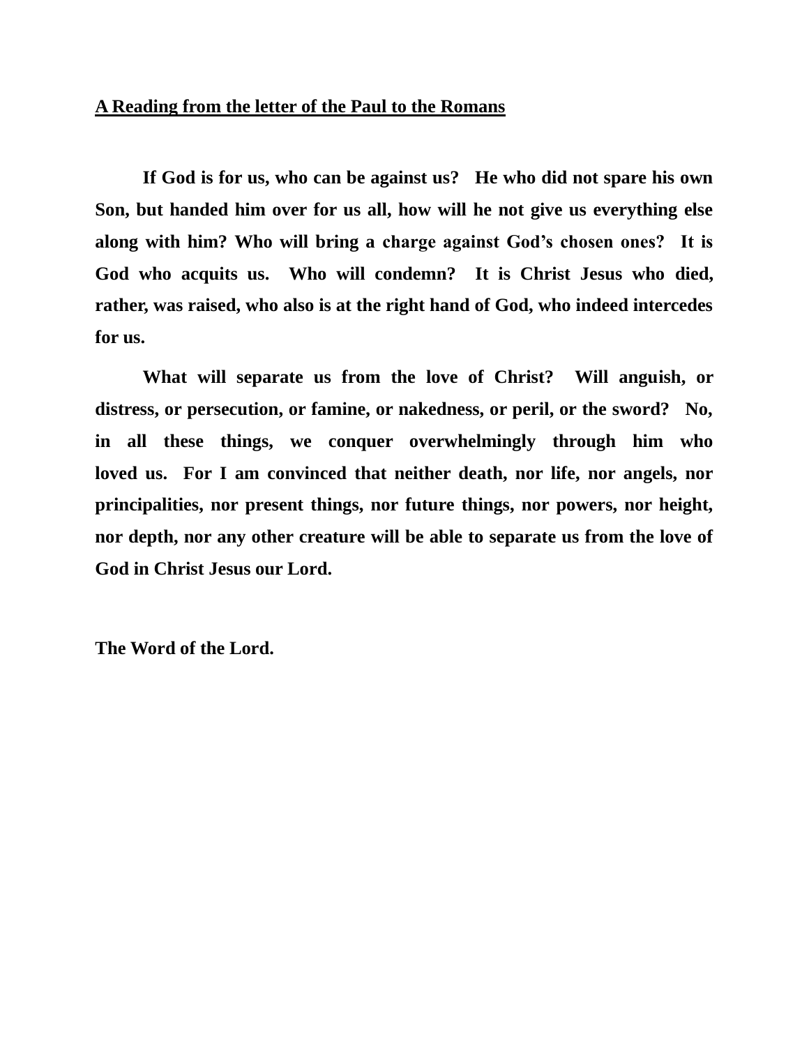**A Reading from the letter of the Paul to the Romans**

**If God is for us, who can be against us? He who did not spare his own Son, but handed him over for us all, how will he not give us everything else along with him? Who will bring a charge against God's chosen ones? It is God who acquits us. Who will condemn? It is Christ Jesus who died, rather, was raised, who also is at the right hand of God, who indeed intercedes for us.**

**What will separate us from the love of Christ? Will anguish, or distress, or persecution, or famine, or nakedness, or peril, or the sword? No, in all these things, we conquer overwhelmingly through him who loved us. For I am convinced that neither death, nor life, nor angels, nor principalities, nor present things, nor future things, nor powers, nor height, nor depth, nor any other creature will be able to separate us from the love of God in Christ Jesus our Lord.**

**The Word of the Lord.**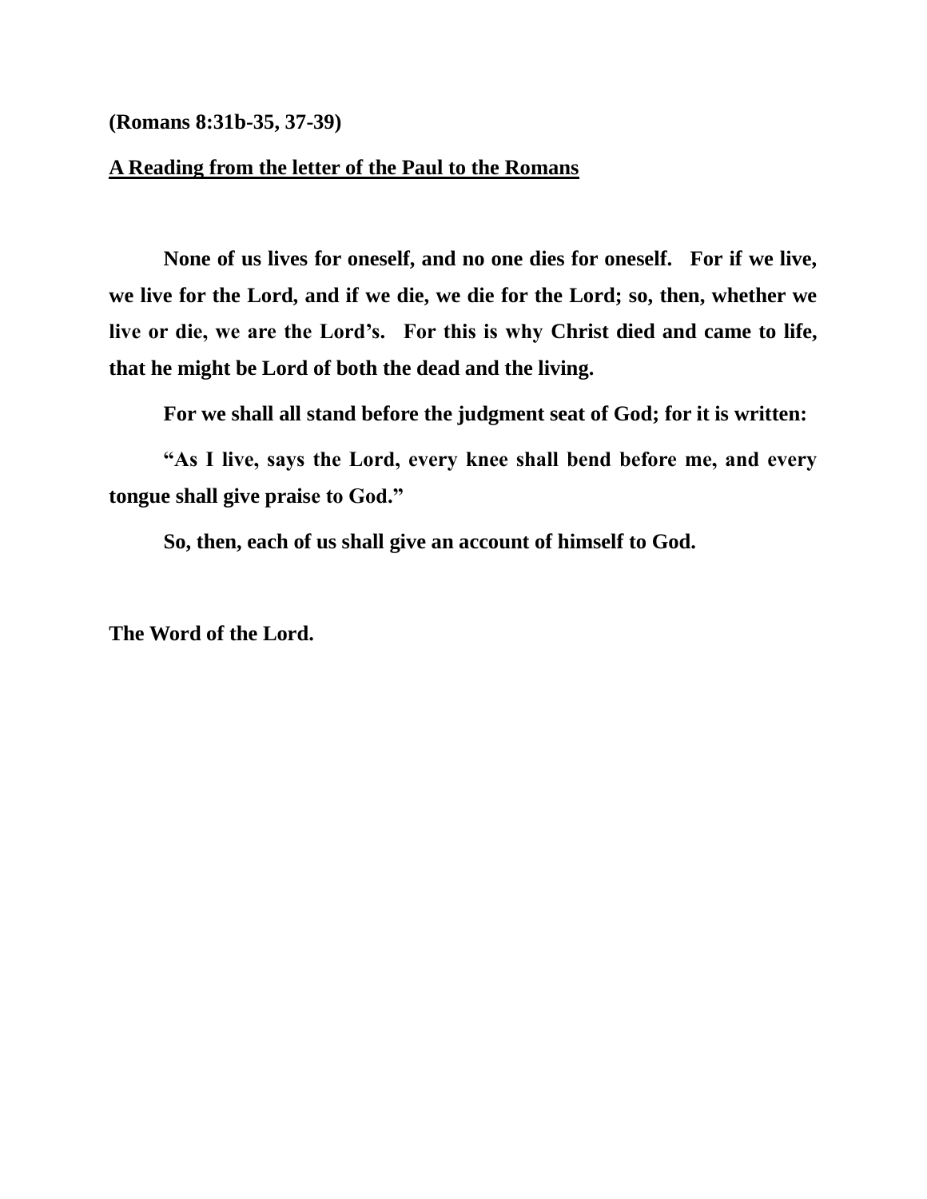**(Romans 8:31b-35, 37-39)**

**A Reading from the letter of the Paul to the Romans**

**None of us lives for oneself, and no one dies for oneself. For if we live, we live for the Lord, and if we die, we die for the Lord; so, then, whether we live or die, we are the Lord's. For this is why Christ died and came to life, that he might be Lord of both the dead and the living.**

**For we shall all stand before the judgment seat of God; for it is written:**

**"As I live, says the Lord, every knee shall bend before me, and every tongue shall give praise to God."**

**So, then, each of us shall give an account of himself to God.**

**The Word of the Lord.**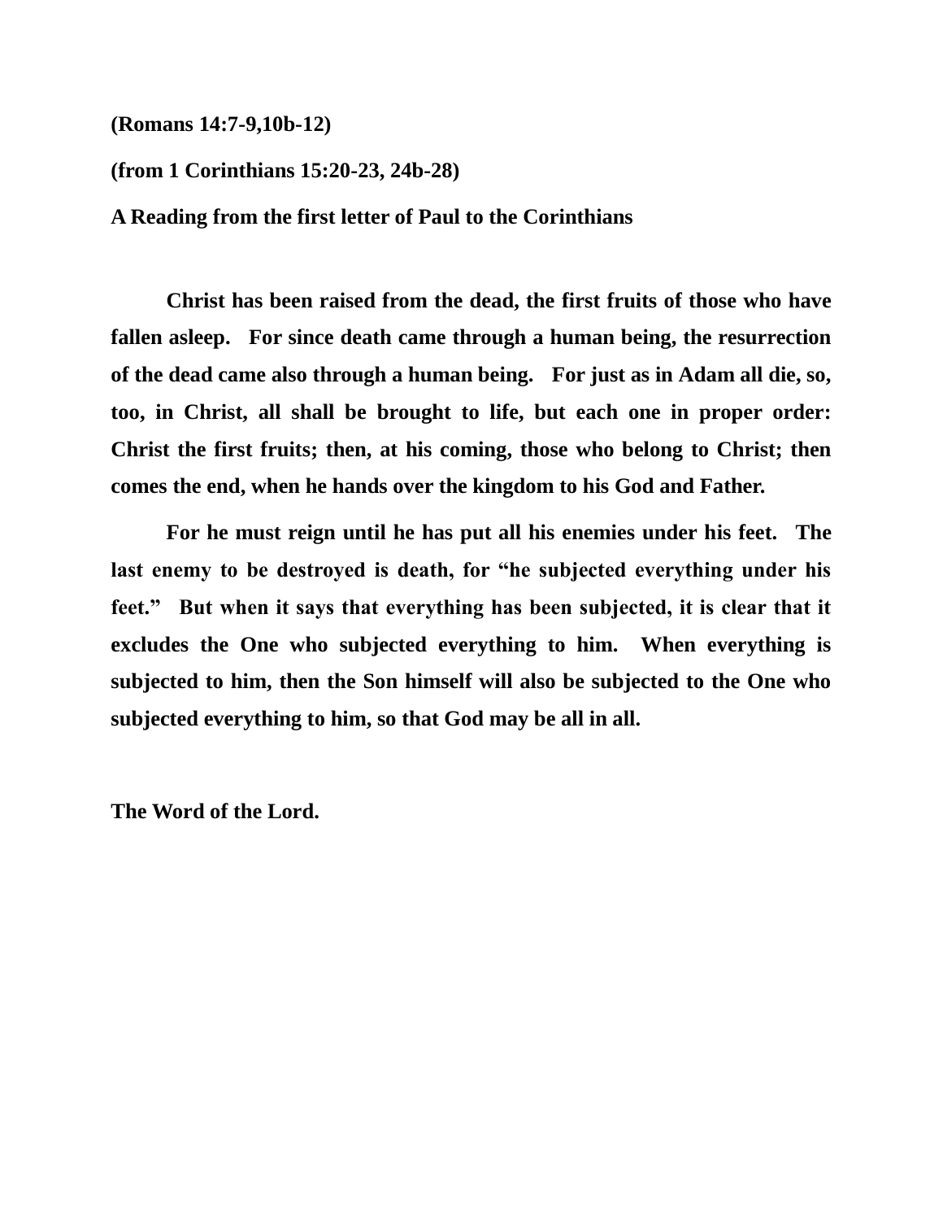**(Romans 14:7-9,10b-12)**

**(from 1 Corinthians 15:20-23, 24b-28)**

**A Reading from the first letter of Paul to the Corinthians**

**Christ has been raised from the dead, the first fruits of those who have fallen asleep. For since death came through a human being, the resurrection of the dead came also through a human being. For just as in Adam all die, so, too, in Christ, all shall be brought to life, but each one in proper order: Christ the first fruits; then, at his coming, those who belong to Christ; then comes the end, when he hands over the kingdom to his God and Father.**

**For he must reign until he has put all his enemies under his feet. The last enemy to be destroyed is death, for "he subjected everything under his feet." But when it says that everything has been subjected, it is clear that it excludes the One who subjected everything to him. When everything is subjected to him, then the Son himself will also be subjected to the One who subjected everything to him, so that God may be all in all.**

**The Word of the Lord.**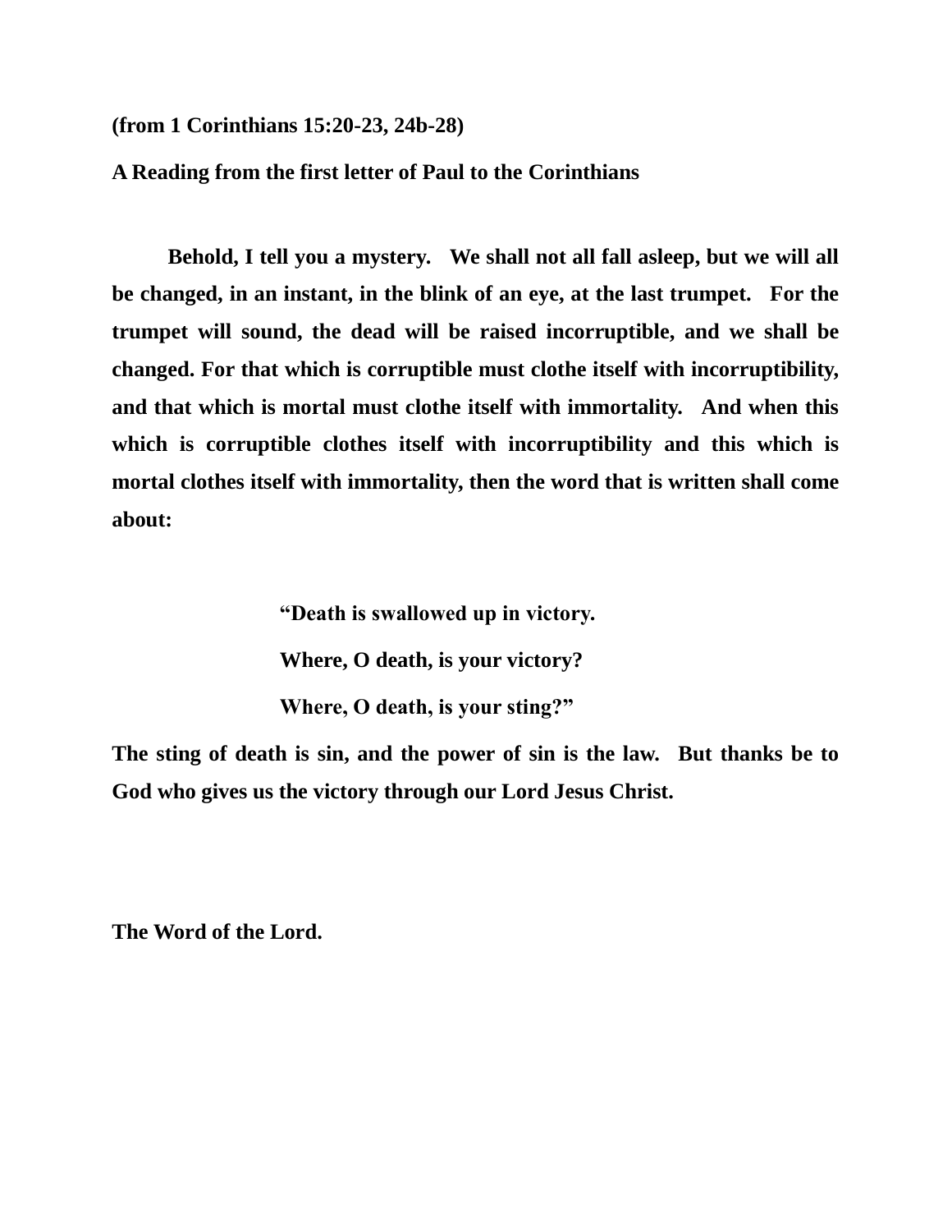**(from 1 Corinthians 15:20-23, 24b-28)**

**A Reading from the first letter of Paul to the Corinthians**

**Behold, I tell you a mystery. We shall not all fall asleep, but we will all be changed, in an instant, in the blink of an eye, at the last trumpet. For the trumpet will sound, the dead will be raised incorruptible, and we shall be changed. For that which is corruptible must clothe itself with incorruptibility, and that which is mortal must clothe itself with immortality. And when this which is corruptible clothes itself with incorruptibility and this which is mortal clothes itself with immortality, then the word that is written shall come about:**

> **"Death is swallowed up in victory.**
> **Where, O death, is your victory?**
> **Where, O death, is your sting?"**

**The sting of death is sin, and the power of sin is the law. But thanks be to God who gives us the victory through our Lord Jesus Christ.**

**The Word of the Lord.**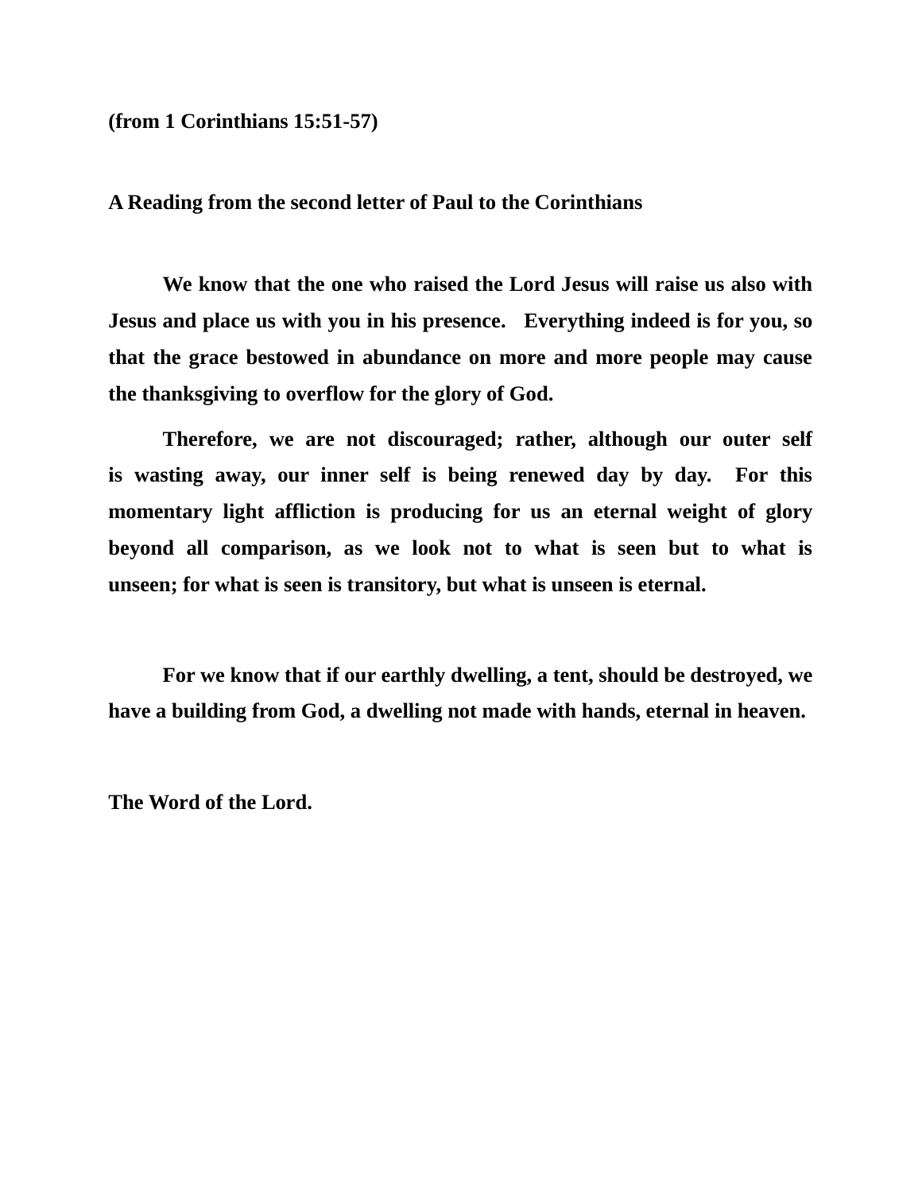**(from 1 Corinthians 15:51-57)**

**A Reading from the second letter of Paul to the Corinthians**

**We know that the one who raised the Lord Jesus will raise us also with Jesus and place us with you in his presence. Everything indeed is for you, so that the grace bestowed in abundance on more and more people may cause the thanksgiving to overflow for the glory of God.**

**Therefore, we are not discouraged; rather, although our outer self is wasting away, our inner self is being renewed day by day. For this momentary light affliction is producing for us an eternal weight of glory beyond all comparison, as we look not to what is seen but to what is unseen; for what is seen is transitory, but what is unseen is eternal.**

**For we know that if our earthly dwelling, a tent, should be destroyed, we have a building from God, a dwelling not made with hands, eternal in heaven.**

**The Word of the Lord.**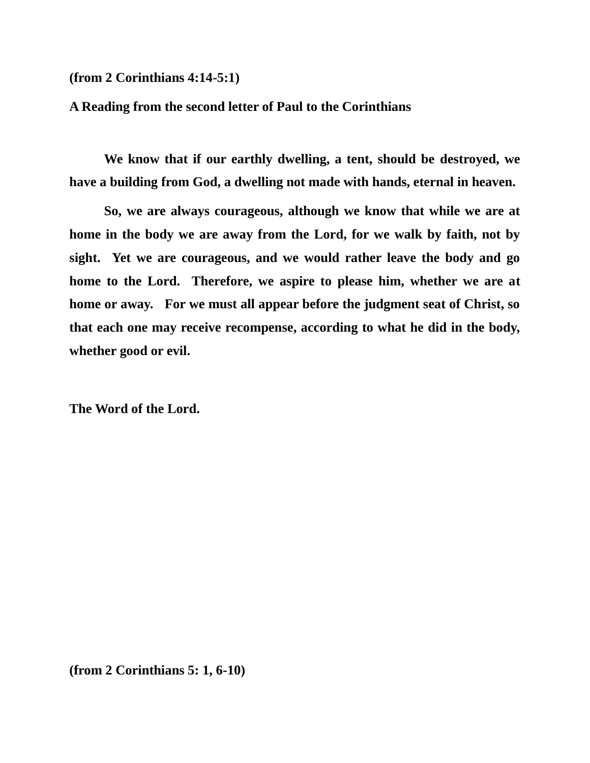**(from 2 Corinthians 4:14-5:1)**

**A Reading from the second letter of Paul to the Corinthians**

**We know that if our earthly dwelling, a tent, should be destroyed, we have a building from God, a dwelling not made with hands, eternal in heaven.**

**So, we are always courageous, although we know that while we are at home in the body we are away from the Lord, for we walk by faith, not by sight. Yet we are courageous, and we would rather leave the body and go home to the Lord. Therefore, we aspire to please him, whether we are at home or away. For we must all appear before the judgment seat of Christ, so that each one may receive recompense, according to what he did in the body, whether good or evil.**

**The Word of the Lord.**

**(from 2 Corinthians 5: 1, 6-10)**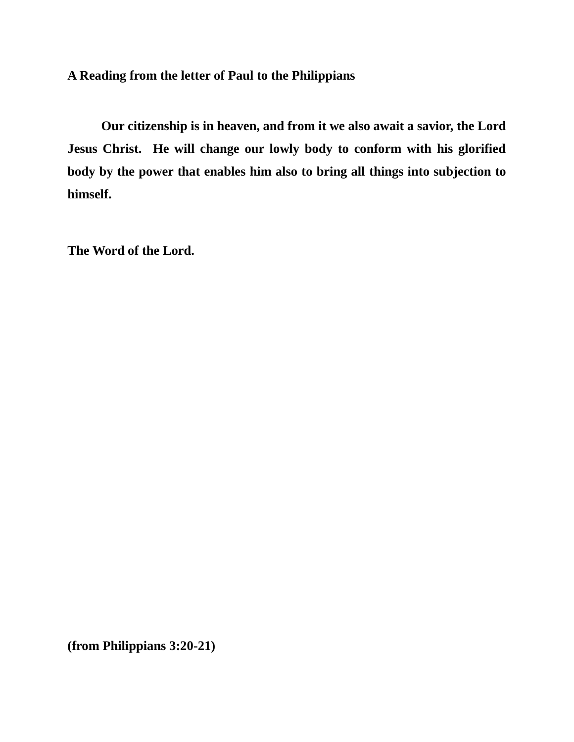**A Reading from the letter of Paul to the Philippians**

**Our citizenship is in heaven, and from it we also await a savior, the Lord Jesus Christ. He will change our lowly body to conform with his glorified body by the power that enables him also to bring all things into subjection to himself.**

**The Word of the Lord.**

**(from Philippians 3:20-21)**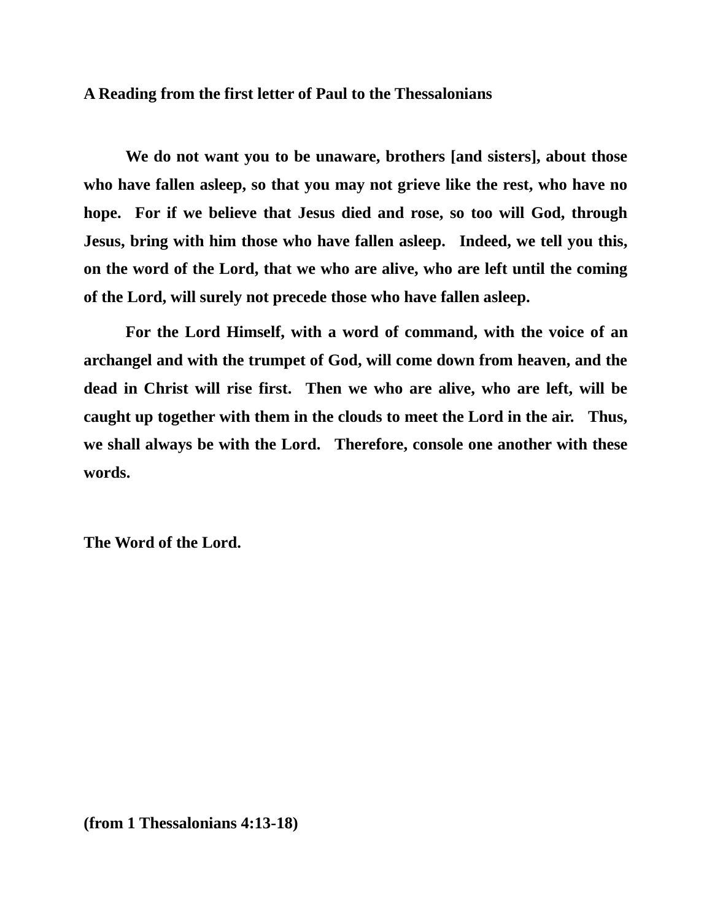**A Reading from the first letter of Paul to the Thessalonians**

**We do not want you to be unaware, brothers [and sisters], about those who have fallen asleep, so that you may not grieve like the rest, who have no hope. For if we believe that Jesus died and rose, so too will God, through Jesus, bring with him those who have fallen asleep. Indeed, we tell you this, on the word of the Lord, that we who are alive, who are left until the coming of the Lord, will surely not precede those who have fallen asleep.**

**For the Lord Himself, with a word of command, with the voice of an archangel and with the trumpet of God, will come down from heaven, and the dead in Christ will rise first. Then we who are alive, who are left, will be caught up together with them in the clouds to meet the Lord in the air. Thus, we shall always be with the Lord. Therefore, console one another with these words.**

**The Word of the Lord.**

**(from 1 Thessalonians 4:13-18)**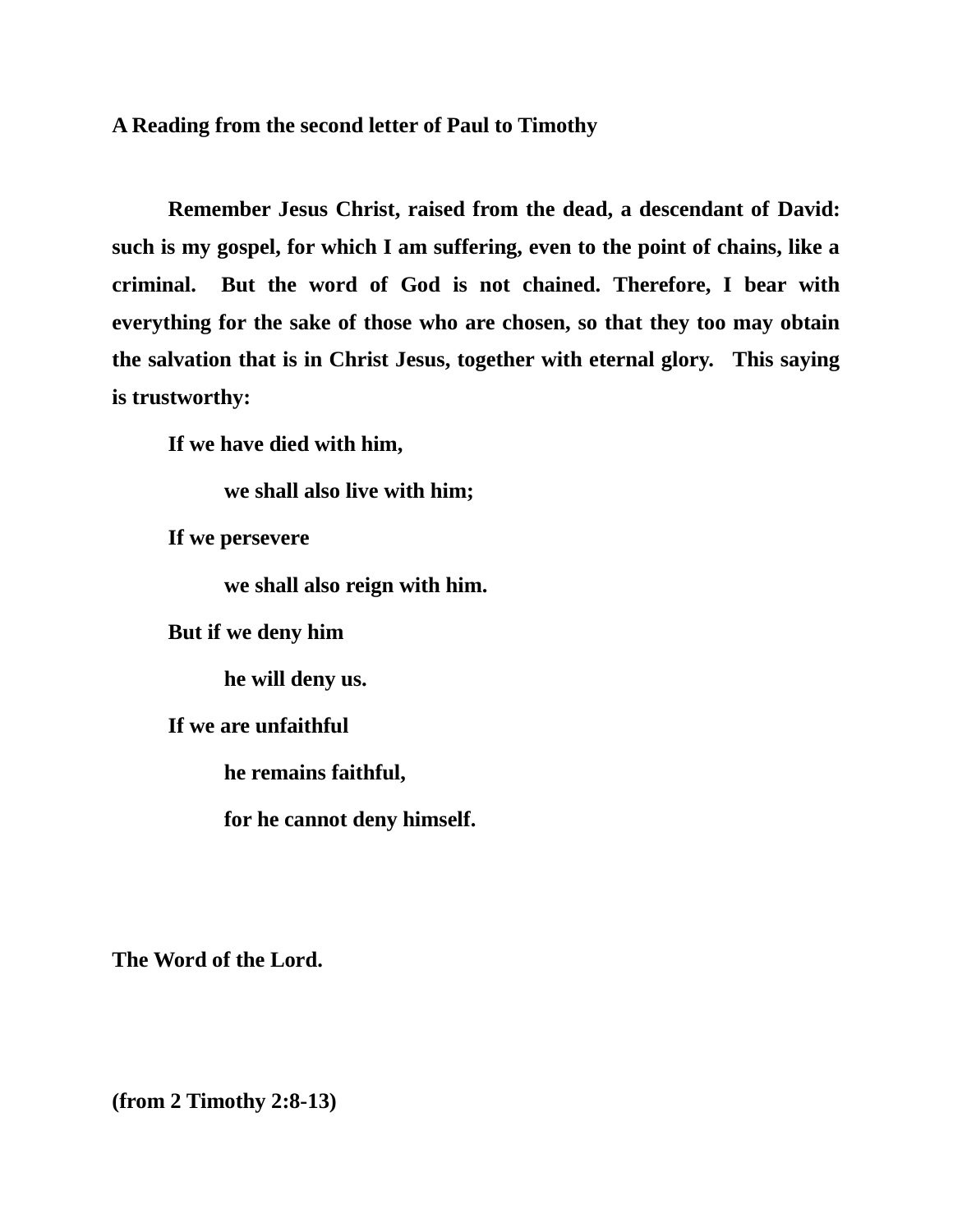**A Reading from the second letter of Paul to Timothy**

**Remember Jesus Christ, raised from the dead, a descendant of David: such is my gospel, for which I am suffering, even to the point of chains, like a criminal. But the word of God is not chained. Therefore, I bear with everything for the sake of those who are chosen, so that they too may obtain the salvation that is in Christ Jesus, together with eternal glory. This saying is trustworthy:**

**If we have died with him,**
**we shall also live with him;**
**If we persevere**
**we shall also reign with him.**
**But if we deny him**
**he will deny us.**
**If we are unfaithful**
**he remains faithful,**
**for he cannot deny himself.**

**The Word of the Lord.**

**(from 2 Timothy 2:8-13)**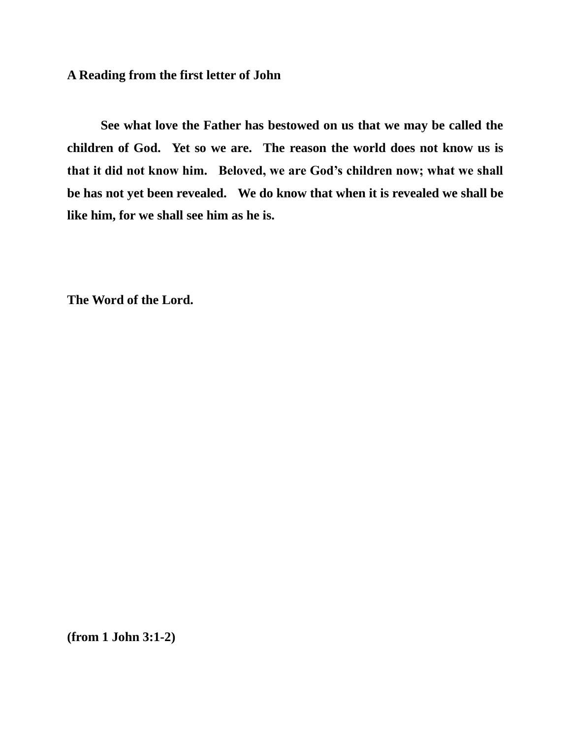**A Reading from the first letter of John**

**See what love the Father has bestowed on us that we may be called the children of God. Yet so we are. The reason the world does not know us is that it did not know him. Beloved, we are God's children now; what we shall be has not yet been revealed. We do know that when it is revealed we shall be like him, for we shall see him as he is.**

**The Word of the Lord.**

**(from 1 John 3:1-2)**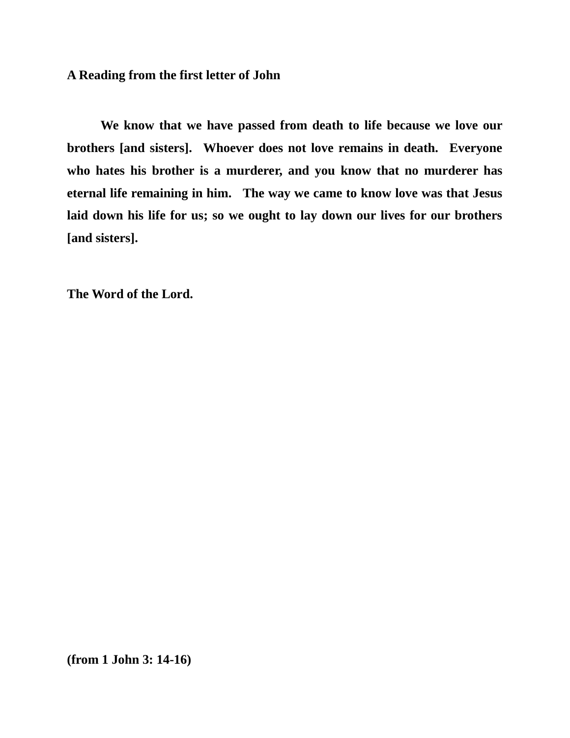**A Reading from the first letter of John**

**We know that we have passed from death to life because we love our brothers [and sisters]. Whoever does not love remains in death. Everyone who hates his brother is a murderer, and you know that no murderer has eternal life remaining in him. The way we came to know love was that Jesus laid down his life for us; so we ought to lay down our lives for our brothers [and sisters].**

**The Word of the Lord.**

**(from 1 John 3: 14-16)**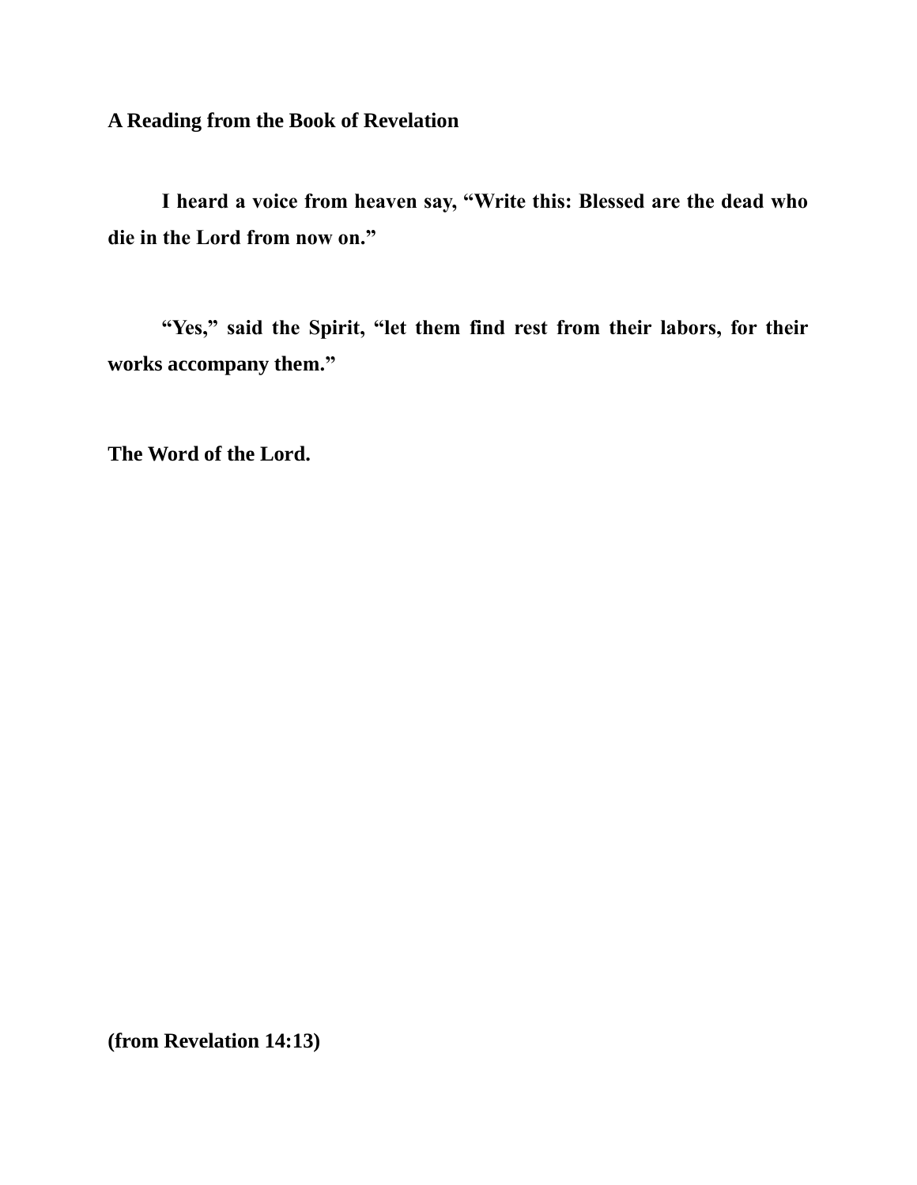**A Reading from the Book of Revelation**

**I heard a voice from heaven say, “Write this: Blessed are the dead who die in the Lord from now on.”**

**“Yes,” said the Spirit, “let them find rest from their labors, for their works accompany them.”**

**The Word of the Lord.**

**(from Revelation 14:13)**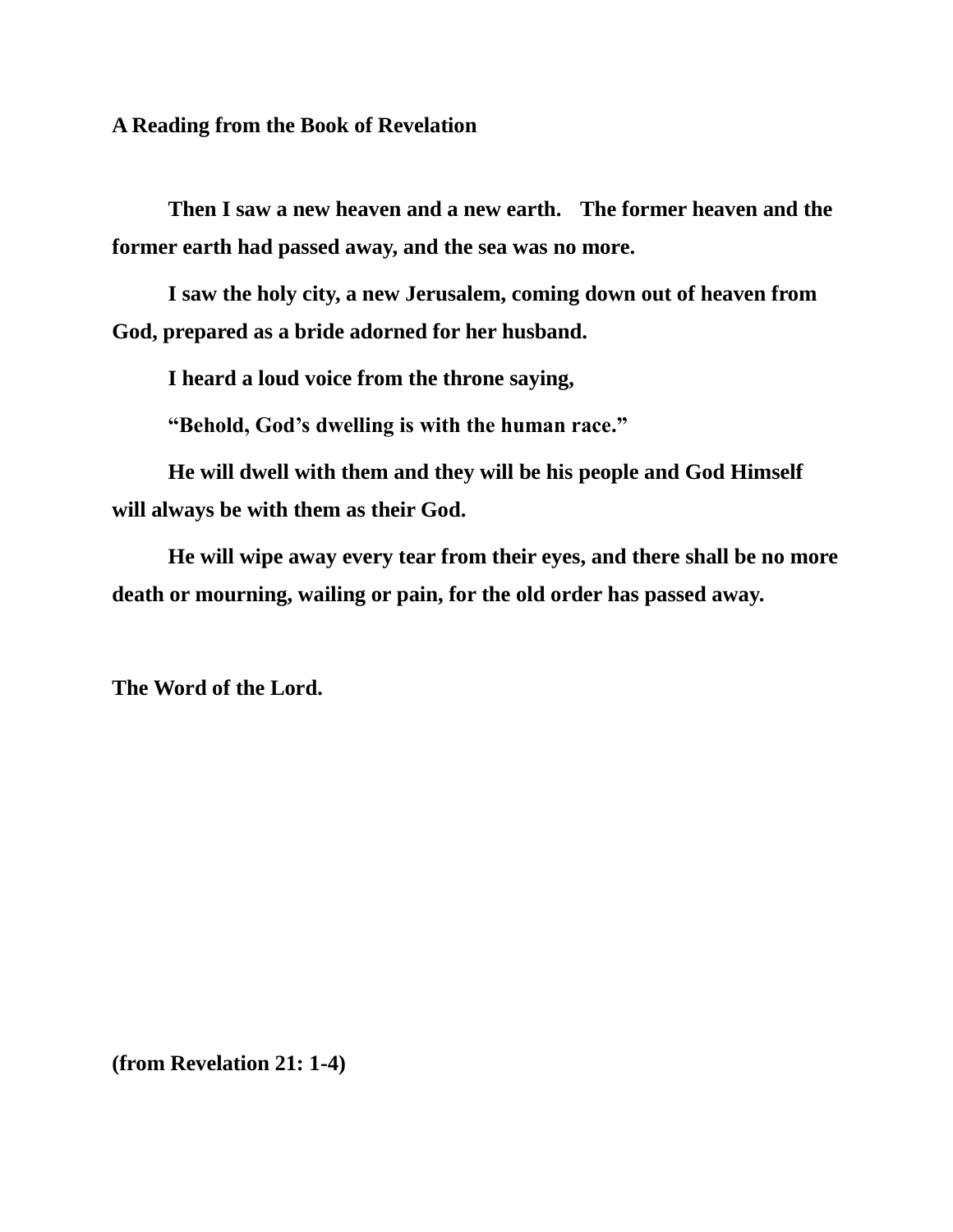**A Reading from the Book of Revelation**

**Then I saw a new heaven and a new earth. The former heaven and the former earth had passed away, and the sea was no more.**

**I saw the holy city, a new Jerusalem, coming down out of heaven from God, prepared as a bride adorned for her husband.**

**I heard a loud voice from the throne saying,**

**"Behold, God's dwelling is with the human race."**

**He will dwell with them and they will be his people and God Himself will always be with them as their God.**

**He will wipe away every tear from their eyes, and there shall be no more death or mourning, wailing or pain, for the old order has passed away.**

**The Word of the Lord.**

**(from Revelation 21: 1-4)**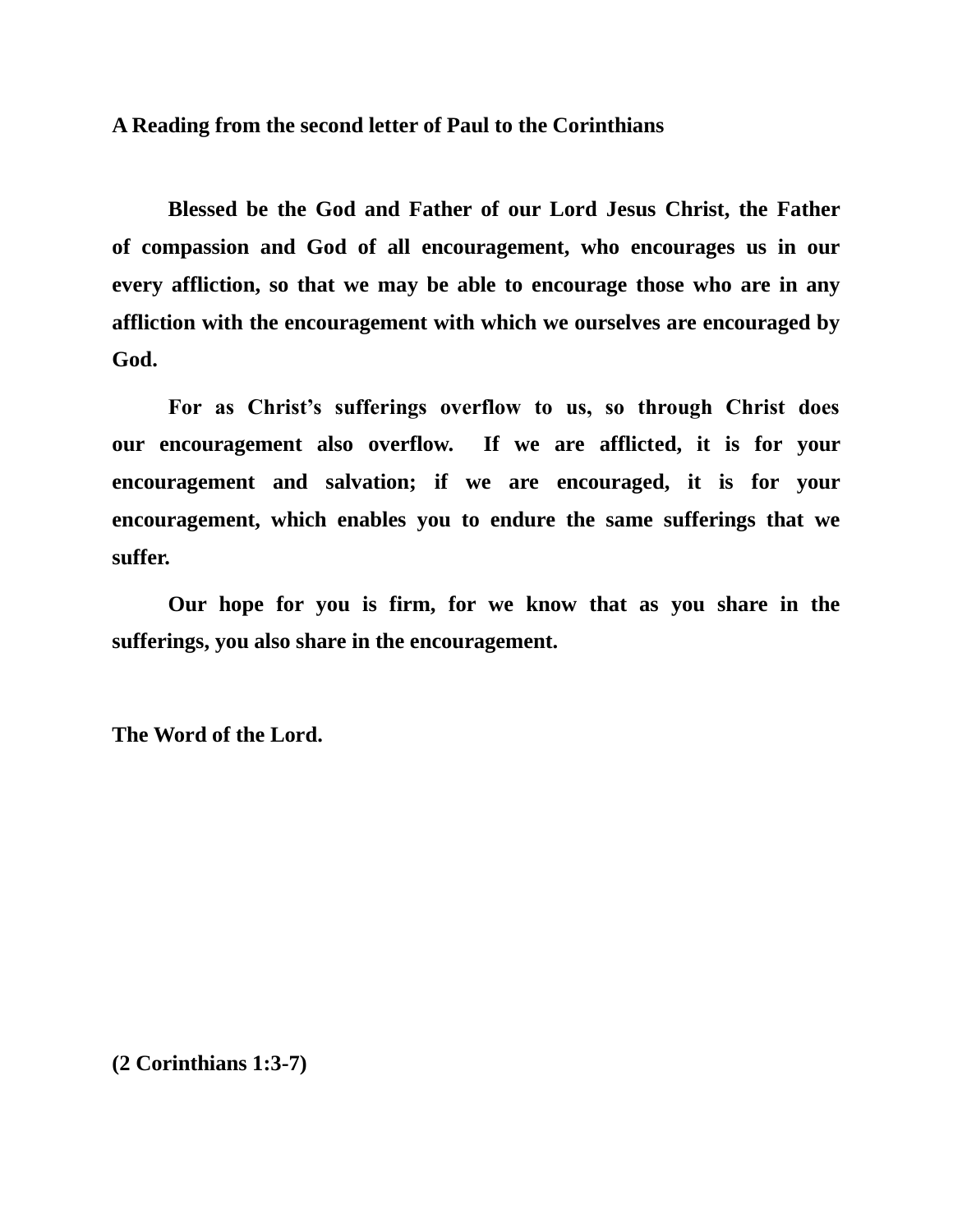**A Reading from the second letter of Paul to the Corinthians**

**Blessed be the God and Father of our Lord Jesus Christ, the Father of compassion and God of all encouragement, who encourages us in our every affliction, so that we may be able to encourage those who are in any affliction with the encouragement with which we ourselves are encouraged by God.**

**For as Christ's sufferings overflow to us, so through Christ does our encouragement also overflow. If we are afflicted, it is for your encouragement and salvation; if we are encouraged, it is for your encouragement, which enables you to endure the same sufferings that we suffer.**

**Our hope for you is firm, for we know that as you share in the sufferings, you also share in the encouragement.**

**The Word of the Lord.**

**(2 Corinthians 1:3-7)**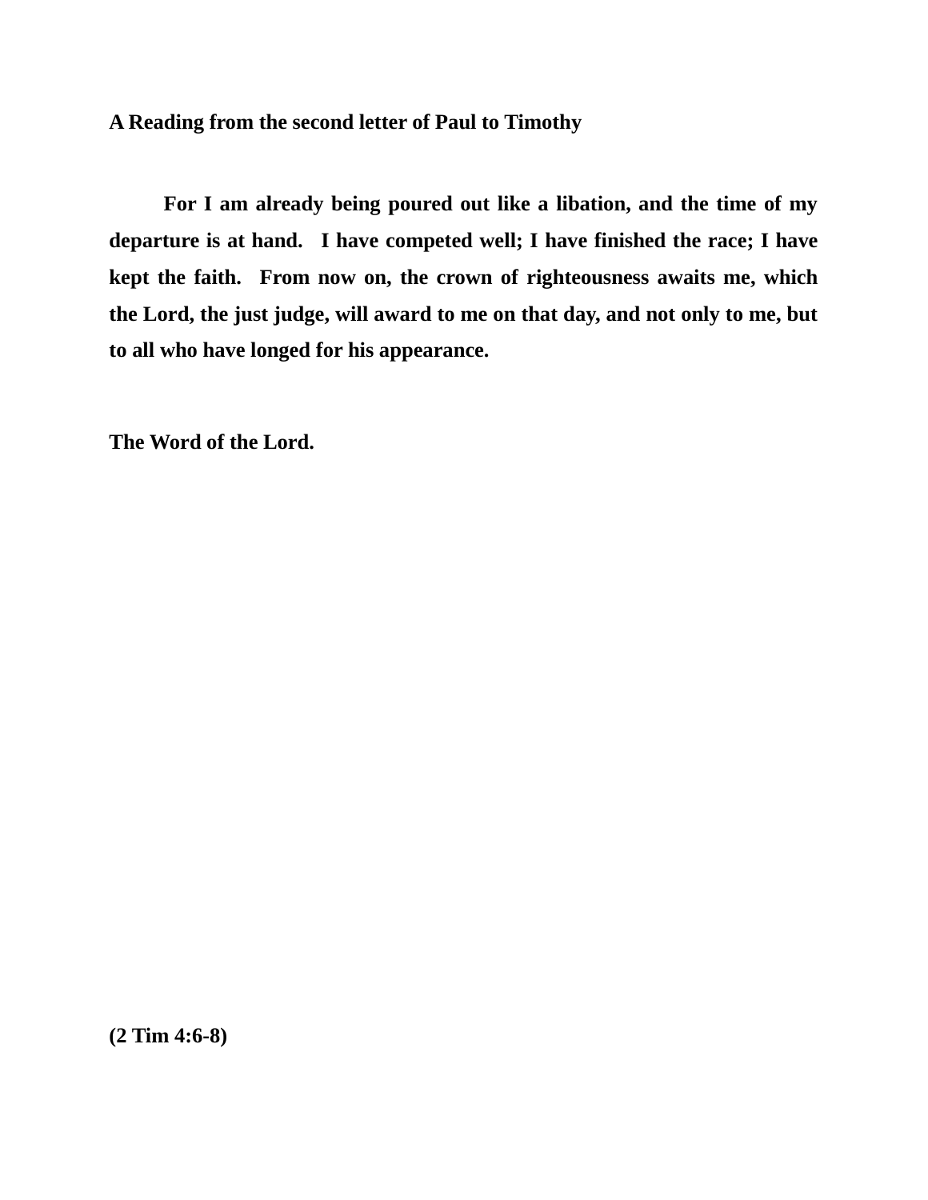**A Reading from the second letter of Paul to Timothy**

**For I am already being poured out like a libation, and the time of my departure is at hand. I have competed well; I have finished the race; I have kept the faith. From now on, the crown of righteousness awaits me, which the Lord, the just judge, will award to me on that day, and not only to me, but to all who have longed for his appearance.**

**The Word of the Lord.**

**(2 Tim 4:6-8)**